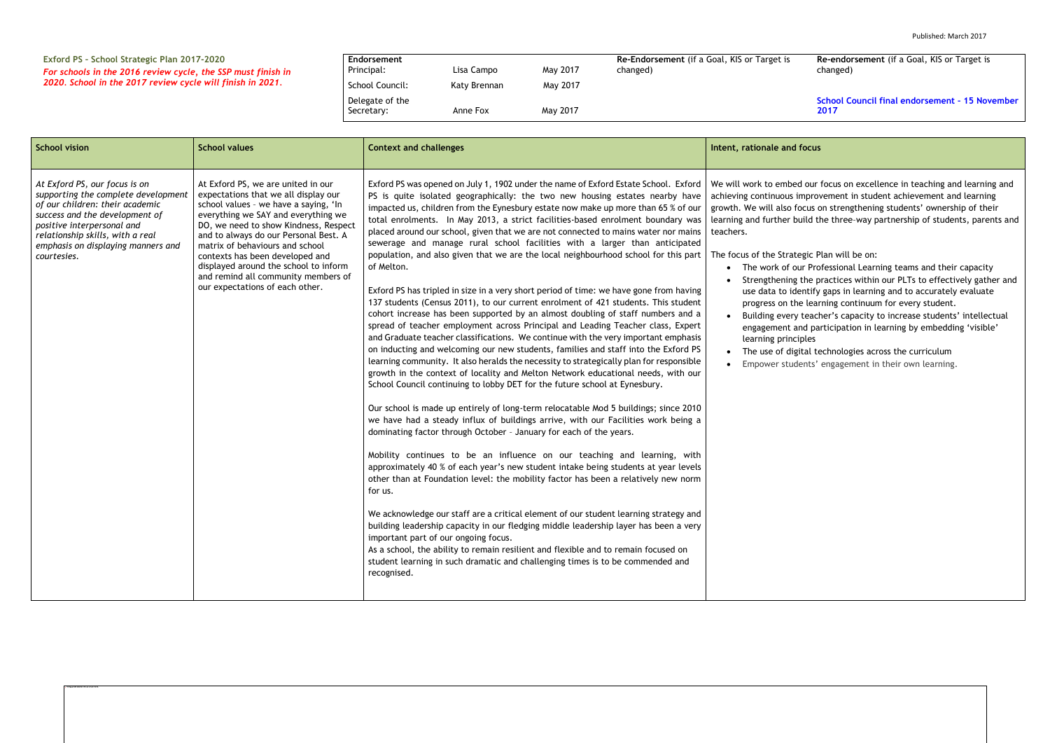Published: March 2017

**Exford PS – School Strategic Plan 2017-2020**

***For schools in the 2016 review cycle, the SSP must finish in 2020. School in the 2017 review cycle will finish in 2021.***

| **Endorsement** | | | **Re-Endorsement** (if a Goal, KIS or Target is changed) | **Re-endorsement** (if a Goal, KIS or Target is changed) |
|---|---|---|---|---|
| Principal: | Lisa Campo | May 2017 | | |
| School Council: | Katy Brennan | May 2017 | | |
| Delegate of the Secretary: | Anne Fox | May 2017 | | **School Council final endorsement – 15 November 2017** |

| School vision | School values | Context and challenges | Intent, rationale and focus |
|---|---|---|---|
| *At Exford PS, our focus is on supporting the complete development of our children: their academic success and the development of positive interpersonal and relationship skills, with a real emphasis on displaying manners and courtesies.* | At Exford PS, we are united in our expectations that we all display our school values – we have a saying, 'In everything we SAY and everything we DO, we need to show Kindness, Respect and to always do our Personal Best. A matrix of behaviours and school contexts has been developed and displayed around the school to inform and remind all community members of our expectations of each other. | Exford PS was opened on July 1, 1902 under the name of Exford Estate School. Exford PS is quite isolated geographically: the two new housing estates nearby have impacted us, children from the Eynesbury estate now make up more than 65 % of our total enrolments. In May 2013, a strict facilities-based enrolment boundary was placed around our school, given that we are not connected to mains water nor mains sewerage and manage rural school facilities with a larger than anticipated population, and also given that we are the local neighbourhood school for this part of Melton.<br><br>Exford PS has tripled in size in a very short period of time: we have gone from having 137 students (Census 2011), to our current enrolment of 421 students. This student cohort increase has been supported by an almost doubling of staff numbers and a spread of teacher employment across Principal and Leading Teacher class, Expert and Graduate teacher classifications. We continue with the very important emphasis on inducting and welcoming our new students, families and staff into the Exford PS learning community. It also heralds the necessity to strategically plan for responsible growth in the context of locality and Melton Network educational needs, with our School Council continuing to lobby DET for the future school at Eynesbury.<br><br>Our school is made up entirely of long-term relocatable Mod 5 buildings; since 2010 we have had a steady influx of buildings arrive, with our Facilities work being a dominating factor through October – January for each of the years.<br><br>Mobility continues to be an influence on our teaching and learning, with approximately 40 % of each year's new student intake being students at year levels other than at Foundation level: the mobility factor has been a relatively new norm for us.<br><br>We acknowledge our staff are a critical element of our student learning strategy and building leadership capacity in our fledging middle leadership layer has been a very important part of our ongoing focus.<br>As a school, the ability to remain resilient and flexible and to remain focused on student learning in such dramatic and challenging times is to be commended and recognised. | We will work to embed our focus on excellence in teaching and learning and achieving continuous improvement in student achievement and learning growth. We will also focus on strengthening students' ownership of their learning and further build the three-way partnership of students, parents and teachers.<br><br>The focus of the Strategic Plan will be on:<br>• The work of our Professional Learning teams and their capacity<br>• Strengthening the practices within our PLTs to effectively gather and use data to identify gaps in learning and to accurately evaluate progress on the learning continuum for every student.<br>• Building every teacher's capacity to increase students' intellectual engagement and participation in learning by embedding 'visible' learning principles<br>• The use of digital technologies across the curriculum<br>• Empower students' engagement in their own learning. |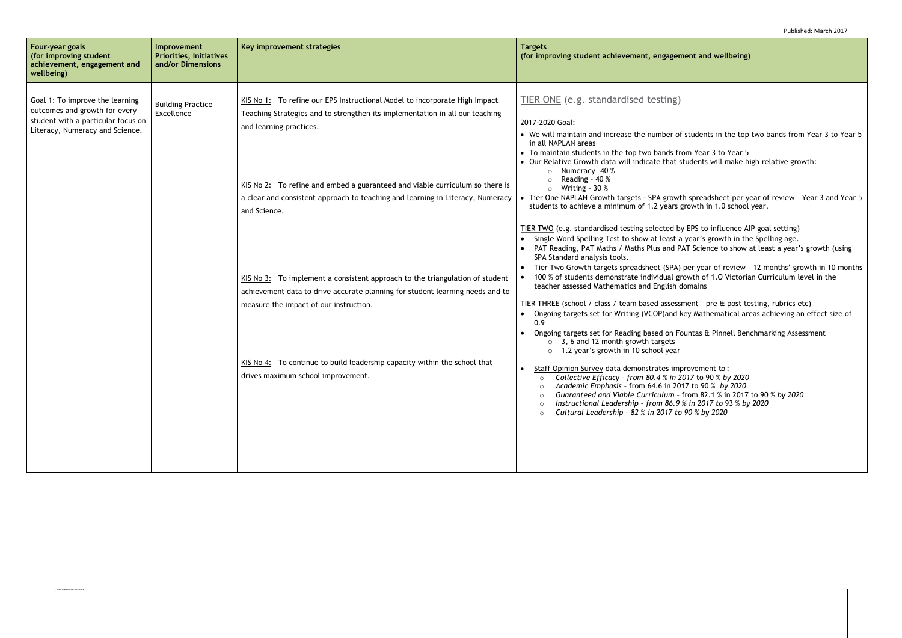| Four-year goals (for improving student achievement, engagement and wellbeing) | Improvement Priorities, Initiatives and/or Dimensions | Key improvement strategies | Targets (for improving student achievement, engagement and wellbeing) |
|---|---|---|---|
| Goal 1: To improve the learning outcomes and growth for every student with a particular focus on Literacy, Numeracy and Science. | Building Practice Excellence | KIS No 1: To refine our EPS Instructional Model to incorporate High Impact Teaching Strategies and to strengthen its implementation in all our teaching and learning practices.<br><br>KIS No 2: To refine and embed a guaranteed and viable curriculum so there is a clear and consistent approach to teaching and learning in Literacy, Numeracy and Science.<br><br>KIS No 3: To implement a consistent approach to the triangulation of student achievement data to drive accurate planning for student learning needs and to measure the impact of our instruction.<br><br>KIS No 4: To continue to build leadership capacity within the school that drives maximum school improvement. | TIER ONE (e.g. standardised testing)<br><br>2017-2020 Goal:<br>• We will maintain and increase the number of students in the top two bands from Year 3 to Year 5 in all NAPLAN areas<br>• To maintain students in the top two bands from Year 3 to Year 5<br>• Our Relative Growth data will indicate that students will make high relative growth:<br>  ○ Numeracy -40 %<br>  ○ Reading – 40 %<br>  ○ Writing – 30 %<br>• Tier One NAPLAN Growth targets - SPA growth spreadsheet per year of review – Year 3 and Year 5 students to achieve a minimum of 1.2 years growth in 1.0 school year.<br><br>TIER TWO (e.g. standardised testing selected by EPS to influence AIP goal setting)<br>• Single Word Spelling Test to show at least a year's growth in the Spelling age.<br>• PAT Reading, PAT Maths / Maths Plus and PAT Science to show at least a year's growth (using SPA Standard analysis tools.<br>• Tier Two Growth targets spreadsheet (SPA) per year of review – 12 months' growth in 10 months<br>• 100 % of students demonstrate individual growth of 1.O Victorian Curriculum level in the teacher assessed Mathematics and English domains<br><br>TIER THREE (school / class / team based assessment – pre & post testing, rubrics etc)<br>• Ongoing targets set for Writing (VCOP)and key Mathematical areas achieving an effect size of 0.9<br>• Ongoing targets set for Reading based on Fountas & Pinnell Benchmarking Assessment<br>  ○ 3, 6 and 12 month growth targets<br>  ○ 1.2 year's growth in 10 school year<br><br>• Staff Opinion Survey data demonstrates improvement to :<br>  ○ *Collective Efficacy – from 80.4 % in 2017* to 90 % *by 2020*<br>  ○ *Academic Emphasis* – from 64.6 in 2017 to 90 % *by 2020*<br>  ○ *Guaranteed and Viable Curriculum* – from 82.1 % in 2017 to 90 % *by 2020*<br>  ○ *Instructional Leadership – from 86.9 % in 2017 to* 93 % *by 2020*<br>  ○ *Cultural Leadership – 82 % in 2017 to 90 % by 2020* |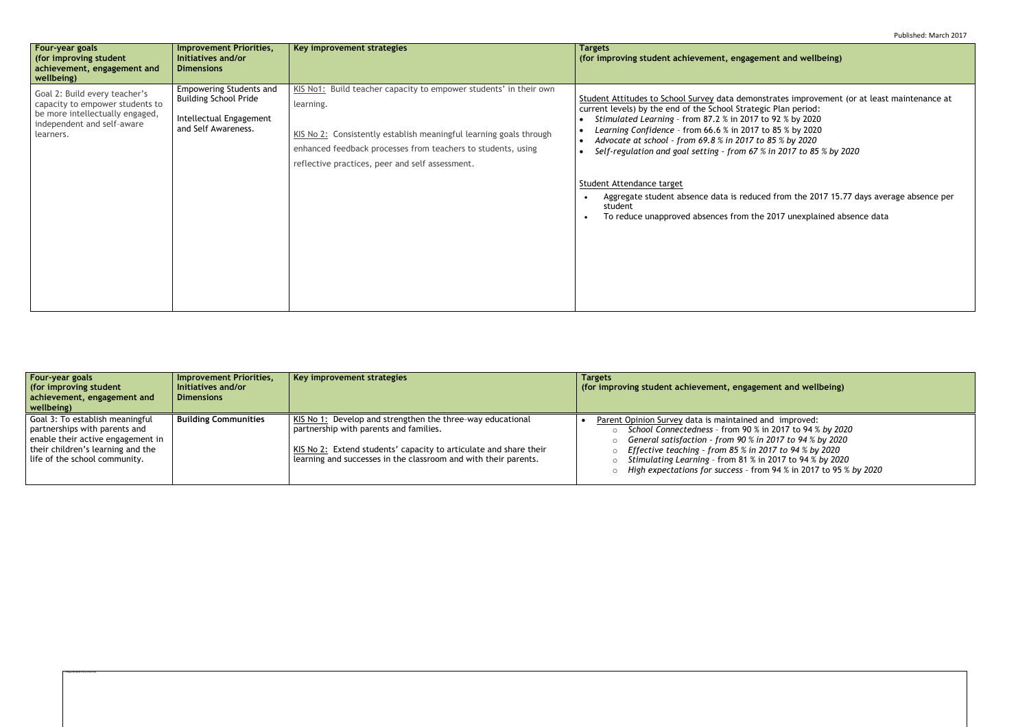| Four-year goals (for improving student achievement, engagement and wellbeing) | Improvement Priorities, Initiatives and/or Dimensions | Key improvement strategies | Targets (for improving student achievement, engagement and wellbeing) |
|---|---|---|---|
| Goal 2: Build every teacher's capacity to empower students to be more intellectually engaged, independent and self-aware learners. | Empowering Students and Building School Pride<br><br>Intellectual Engagement and Self Awareness. | KIS No1: Build teacher capacity to empower students' in their own learning.<br><br>KIS No 2: Consistently establish meaningful learning goals through enhanced feedback processes from teachers to students, using reflective practices, peer and self assessment. | Student Attitudes to School Survey data demonstrates improvement (or at least maintenance at current levels) by the end of the School Strategic Plan period:<br>• *Stimulated Learning* – from 87.2 % in 2017 to 92 % by 2020<br>• *Learning Confidence* – from 66.6 % in 2017 to 85 % by 2020<br>• *Advocate at school – from 69.8 % in 2017 to 85 % by 2020*<br>• *Self-regulation and goal setting – from 67 % in 2017 to 85 % by 2020*<br><br>Student Attendance target<br>• Aggregate student absence data is reduced from the 2017 15.77 days average absence per student<br>• To reduce unapproved absences from the 2017 unexplained absence data |

| Four-year goals (for improving student achievement, engagement and wellbeing) | Improvement Priorities, Initiatives and/or Dimensions | Key improvement strategies | Targets (for improving student achievement, engagement and wellbeing) |
|---|---|---|---|
| Goal 3: To establish meaningful partnerships with parents and enable their active engagement in their children's learning and the life of the school community. | **Building Communities** | KIS No 1: Develop and strengthen the three-way educational partnership with parents and families.<br><br>KIS No 2: Extend students' capacity to articulate and share their learning and successes in the classroom and with their parents. | • Parent Opinion Survey data is maintained and improved:<br>  ○ *School Connectedness* – from 90 % in 2017 to 94 % *by 2020*<br>  ○ *General satisfaction – from 90 % in 2017 to 94 % by 2020*<br>  ○ *Effective teaching – from 85 % in 2017 to 94 % by 2020*<br>  ○ *Stimulating Learning* – from 81 % in 2017 to 94 % *by 2020*<br>  ○ *High expectations for success* – from 94 % in 2017 to 95 % *by 2020* |